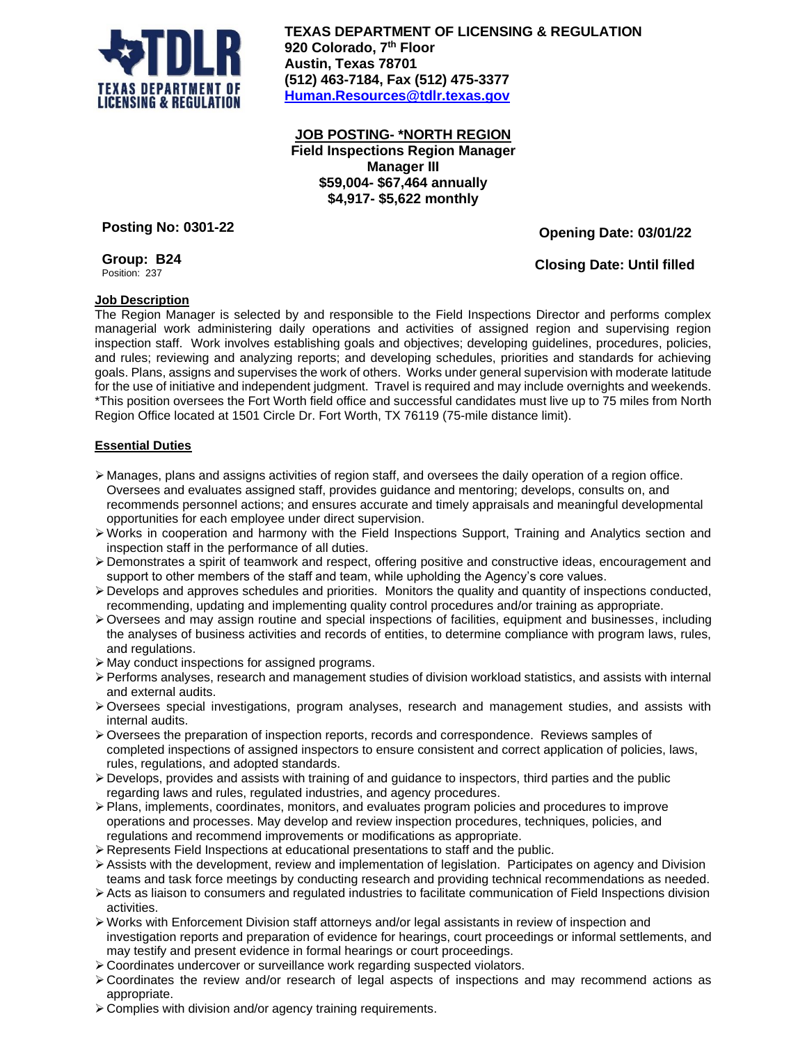**TEXAS DEPARTMENT OF LICENSING & REGULATION**
**920 Colorado, 7th Floor**
**Austin, Texas 78701**
**(512) 463-7184, Fax (512) 475-3377**
**Human.Resources@tdlr.texas.gov**

**JOB POSTING- *NORTH REGION**
**Field Inspections Region Manager**
**Manager III**
**$59,004- $67,464 annually**
**$4,917- $5,622 monthly**

**Posting No: 0301-22**

**Opening Date: 03/01/22**

**Group: B24**
Position: 237

**Closing Date: Until filled**

## Job Description

The Region Manager is selected by and responsible to the Field Inspections Director and performs complex managerial work administering daily operations and activities of assigned region and supervising region inspection staff. Work involves establishing goals and objectives; developing guidelines, procedures, policies, and rules; reviewing and analyzing reports; and developing schedules, priorities and standards for achieving goals. Plans, assigns and supervises the work of others. Works under general supervision with moderate latitude for the use of initiative and independent judgment. Travel is required and may include overnights and weekends. *This position oversees the Fort Worth field office and successful candidates must live up to 75 miles from North Region Office located at 1501 Circle Dr. Fort Worth, TX 76119 (75-mile distance limit).

## Essential Duties

- Manages, plans and assigns activities of region staff, and oversees the daily operation of a region office. Oversees and evaluates assigned staff, provides guidance and mentoring; develops, consults on, and recommends personnel actions; and ensures accurate and timely appraisals and meaningful developmental opportunities for each employee under direct supervision.
- Works in cooperation and harmony with the Field Inspections Support, Training and Analytics section and inspection staff in the performance of all duties.
- Demonstrates a spirit of teamwork and respect, offering positive and constructive ideas, encouragement and support to other members of the staff and team, while upholding the Agency's core values.
- Develops and approves schedules and priorities. Monitors the quality and quantity of inspections conducted, recommending, updating and implementing quality control procedures and/or training as appropriate.
- Oversees and may assign routine and special inspections of facilities, equipment and businesses, including the analyses of business activities and records of entities, to determine compliance with program laws, rules, and regulations.
- May conduct inspections for assigned programs.
- Performs analyses, research and management studies of division workload statistics, and assists with internal and external audits.
- Oversees special investigations, program analyses, research and management studies, and assists with internal audits.
- Oversees the preparation of inspection reports, records and correspondence. Reviews samples of completed inspections of assigned inspectors to ensure consistent and correct application of policies, laws, rules, regulations, and adopted standards.
- Develops, provides and assists with training of and guidance to inspectors, third parties and the public regarding laws and rules, regulated industries, and agency procedures.
- Plans, implements, coordinates, monitors, and evaluates program policies and procedures to improve operations and processes. May develop and review inspection procedures, techniques, policies, and regulations and recommend improvements or modifications as appropriate.
- Represents Field Inspections at educational presentations to staff and the public.
- Assists with the development, review and implementation of legislation. Participates on agency and Division teams and task force meetings by conducting research and providing technical recommendations as needed.
- Acts as liaison to consumers and regulated industries to facilitate communication of Field Inspections division activities.
- Works with Enforcement Division staff attorneys and/or legal assistants in review of inspection and investigation reports and preparation of evidence for hearings, court proceedings or informal settlements, and may testify and present evidence in formal hearings or court proceedings.
- Coordinates undercover or surveillance work regarding suspected violators.
- Coordinates the review and/or research of legal aspects of inspections and may recommend actions as appropriate.
- Complies with division and/or agency training requirements.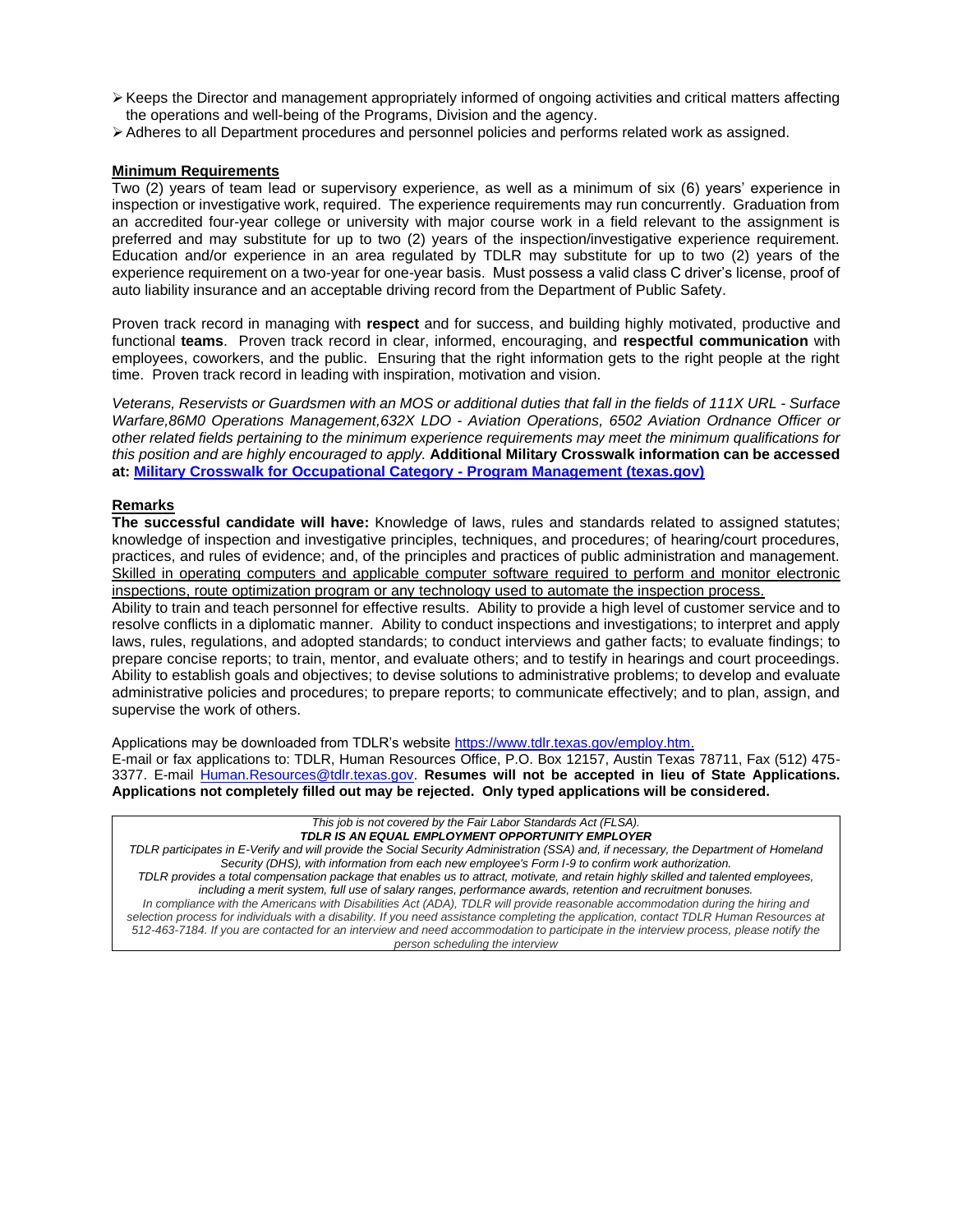- Keeps the Director and management appropriately informed of ongoing activities and critical matters affecting the operations and well-being of the Programs, Division and the agency.
- Adheres to all Department procedures and personnel policies and performs related work as assigned.

**Minimum Requirements**

Two (2) years of team lead or supervisory experience, as well as a minimum of six (6) years' experience in inspection or investigative work, required. The experience requirements may run concurrently. Graduation from an accredited four-year college or university with major course work in a field relevant to the assignment is preferred and may substitute for up to two (2) years of the inspection/investigative experience requirement. Education and/or experience in an area regulated by TDLR may substitute for up to two (2) years of the experience requirement on a two-year for one-year basis. Must possess a valid class C driver's license, proof of auto liability insurance and an acceptable driving record from the Department of Public Safety.

Proven track record in managing with **respect** and for success, and building highly motivated, productive and functional **teams**. Proven track record in clear, informed, encouraging, and **respectful communication** with employees, coworkers, and the public. Ensuring that the right information gets to the right people at the right time. Proven track record in leading with inspiration, motivation and vision.

*Veterans, Reservists or Guardsmen with an MOS or additional duties that fall in the fields of 111X URL - Surface Warfare,86M0 Operations Management,632X LDO - Aviation Operations, 6502 Aviation Ordnance Officer or other related fields pertaining to the minimum experience requirements may meet the minimum qualifications for this position and are highly encouraged to apply.* **Additional Military Crosswalk information can be accessed at: [Military Crosswalk for Occupational Category - Program Management (texas.gov)]**

**Remarks**

**The successful candidate will have:** Knowledge of laws, rules and standards related to assigned statutes; knowledge of inspection and investigative principles, techniques, and procedures; of hearing/court procedures, practices, and rules of evidence; and, of the principles and practices of public administration and management. Skilled in operating computers and applicable computer software required to perform and monitor electronic inspections, route optimization program or any technology used to automate the inspection process.

Ability to train and teach personnel for effective results. Ability to provide a high level of customer service and to resolve conflicts in a diplomatic manner. Ability to conduct inspections and investigations; to interpret and apply laws, rules, regulations, and adopted standards; to conduct interviews and gather facts; to evaluate findings; to prepare concise reports; to train, mentor, and evaluate others; and to testify in hearings and court proceedings. Ability to establish goals and objectives; to devise solutions to administrative problems; to develop and evaluate administrative policies and procedures; to prepare reports; to communicate effectively; and to plan, assign, and supervise the work of others.

Applications may be downloaded from TDLR's website https://www.tdlr.texas.gov/employ.htm.
E-mail or fax applications to: TDLR, Human Resources Office, P.O. Box 12157, Austin Texas 78711, Fax (512) 475-3377. E-mail Human.Resources@tdlr.texas.gov. **Resumes will not be accepted in lieu of State Applications. Applications not completely filled out may be rejected. Only typed applications will be considered.**

*This job is not covered by the Fair Labor Standards Act (FLSA).*
***TDLR IS AN EQUAL EMPLOYMENT OPPORTUNITY EMPLOYER***
*TDLR participates in E-Verify and will provide the Social Security Administration (SSA) and, if necessary, the Department of Homeland Security (DHS), with information from each new employee's Form I-9 to confirm work authorization.*
*TDLR provides a total compensation package that enables us to attract, motivate, and retain highly skilled and talented employees, including a merit system, full use of salary ranges, performance awards, retention and recruitment bonuses.*
*In compliance with the Americans with Disabilities Act (ADA), TDLR will provide reasonable accommodation during the hiring and selection process for individuals with a disability. If you need assistance completing the application, contact TDLR Human Resources at 512-463-7184. If you are contacted for an interview and need accommodation to participate in the interview process, please notify the person scheduling the interview*